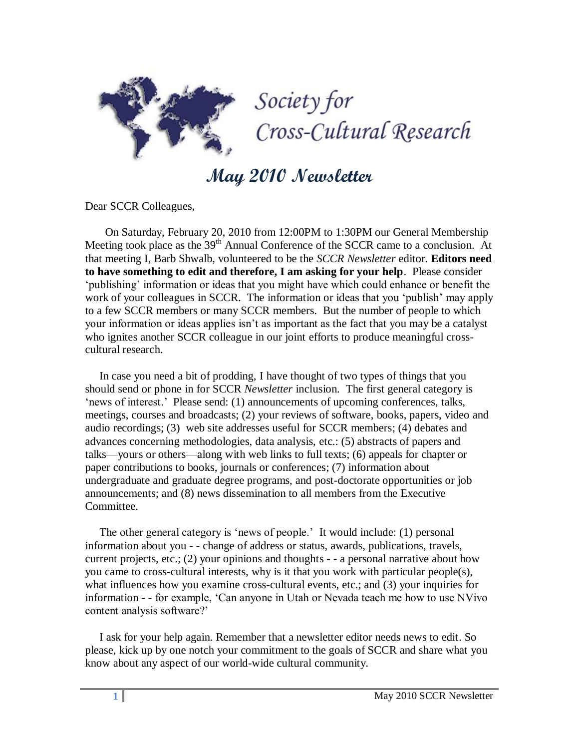# Society for Cross-Cultural Research

## May 2010 Newsletter

Dear SCCR Colleagues,

On Saturday, February 20, 2010 from 12:00PM to 1:30PM our General Membership Meeting took place as the 39th Annual Conference of the SCCR came to a conclusion. At that meeting I, Barb Shwalb, volunteered to be the *SCCR Newsletter* editor. **Editors need to have something to edit and therefore, I am asking for your help**. Please consider 'publishing' information or ideas that you might have which could enhance or benefit the work of your colleagues in SCCR. The information or ideas that you 'publish' may apply to a few SCCR members or many SCCR members. But the number of people to which your information or ideas applies isn't as important as the fact that you may be a catalyst who ignites another SCCR colleague in our joint efforts to produce meaningful cross-cultural research.

In case you need a bit of prodding, I have thought of two types of things that you should send or phone in for SCCR *Newsletter* inclusion. The first general category is 'news of interest.' Please send: (1) announcements of upcoming conferences, talks, meetings, courses and broadcasts; (2) your reviews of software, books, papers, video and audio recordings; (3) web site addresses useful for SCCR members; (4) debates and advances concerning methodologies, data analysis, etc.: (5) abstracts of papers and talks—yours or others—along with web links to full texts; (6) appeals for chapter or paper contributions to books, journals or conferences; (7) information about undergraduate and graduate degree programs, and post-doctorate opportunities or job announcements; and (8) news dissemination to all members from the Executive Committee.

The other general category is 'news of people.' It would include: (1) personal information about you - - change of address or status, awards, publications, travels, current projects, etc.; (2) your opinions and thoughts - - a personal narrative about how you came to cross-cultural interests, why is it that you work with particular people(s), what influences how you examine cross-cultural events, etc.; and (3) your inquiries for information - - for example, 'Can anyone in Utah or Nevada teach me how to use NVivo content analysis software?'

I ask for your help again. Remember that a newsletter editor needs news to edit. So please, kick up by one notch your commitment to the goals of SCCR and share what you know about any aspect of our world-wide cultural community.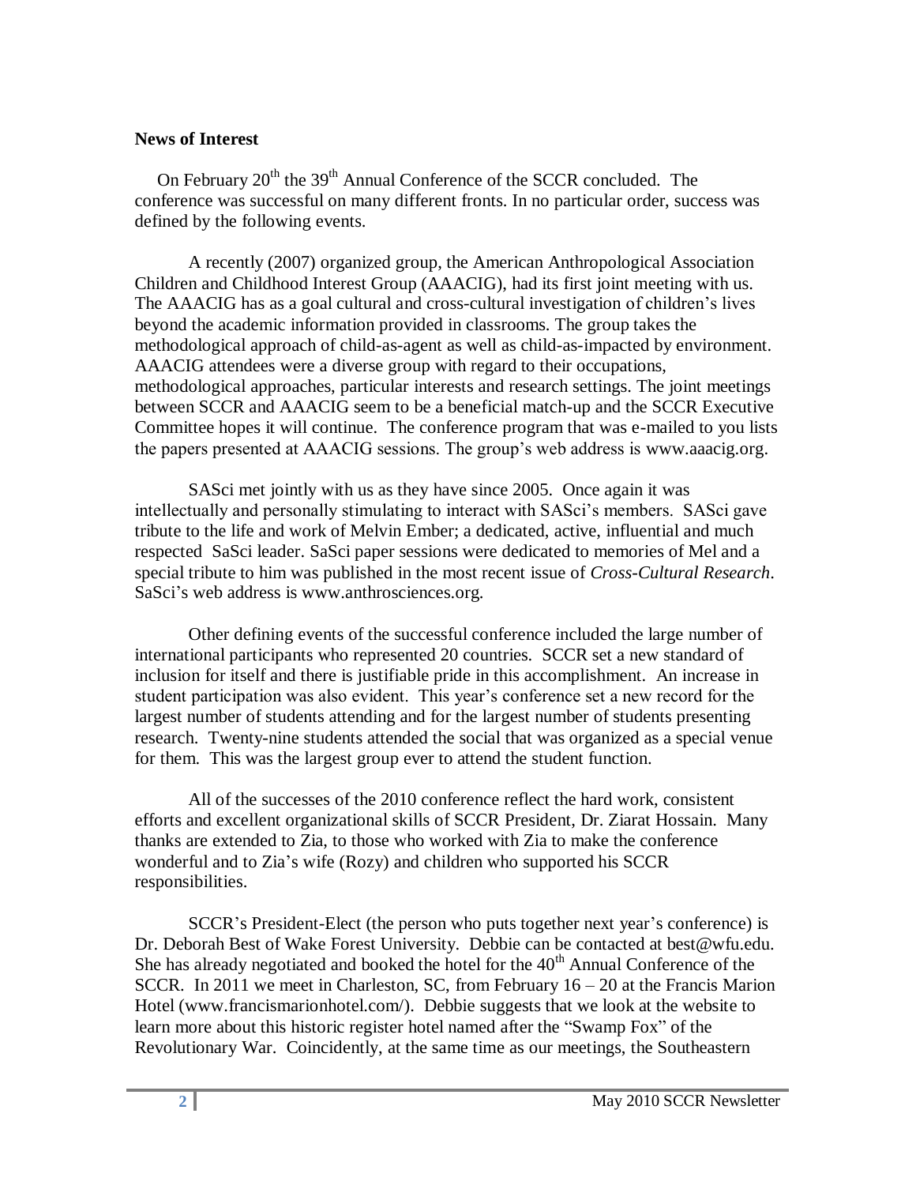**News of Interest**

On February 20th the 39th Annual Conference of the SCCR concluded. The conference was successful on many different fronts. In no particular order, success was defined by the following events.

A recently (2007) organized group, the American Anthropological Association Children and Childhood Interest Group (AAACIG), had its first joint meeting with us. The AAACIG has as a goal cultural and cross-cultural investigation of children's lives beyond the academic information provided in classrooms. The group takes the methodological approach of child-as-agent as well as child-as-impacted by environment. AAACIG attendees were a diverse group with regard to their occupations, methodological approaches, particular interests and research settings. The joint meetings between SCCR and AAACIG seem to be a beneficial match-up and the SCCR Executive Committee hopes it will continue. The conference program that was e-mailed to you lists the papers presented at AAACIG sessions. The group's web address is www.aaacig.org.

SASci met jointly with us as they have since 2005. Once again it was intellectually and personally stimulating to interact with SASci's members. SASci gave tribute to the life and work of Melvin Ember; a dedicated, active, influential and much respected SaSci leader. SaSci paper sessions were dedicated to memories of Mel and a special tribute to him was published in the most recent issue of *Cross-Cultural Research*. SaSci's web address is www.anthrosciences.org.

Other defining events of the successful conference included the large number of international participants who represented 20 countries. SCCR set a new standard of inclusion for itself and there is justifiable pride in this accomplishment. An increase in student participation was also evident. This year's conference set a new record for the largest number of students attending and for the largest number of students presenting research. Twenty-nine students attended the social that was organized as a special venue for them. This was the largest group ever to attend the student function.

All of the successes of the 2010 conference reflect the hard work, consistent efforts and excellent organizational skills of SCCR President, Dr. Ziarat Hossain. Many thanks are extended to Zia, to those who worked with Zia to make the conference wonderful and to Zia's wife (Rozy) and children who supported his SCCR responsibilities.

SCCR's President-Elect (the person who puts together next year's conference) is Dr. Deborah Best of Wake Forest University. Debbie can be contacted at best@wfu.edu. She has already negotiated and booked the hotel for the 40th Annual Conference of the SCCR. In 2011 we meet in Charleston, SC, from February 16 – 20 at the Francis Marion Hotel (www.francismarionhotel.com/). Debbie suggests that we look at the website to learn more about this historic register hotel named after the "Swamp Fox" of the Revolutionary War. Coincidently, at the same time as our meetings, the Southeastern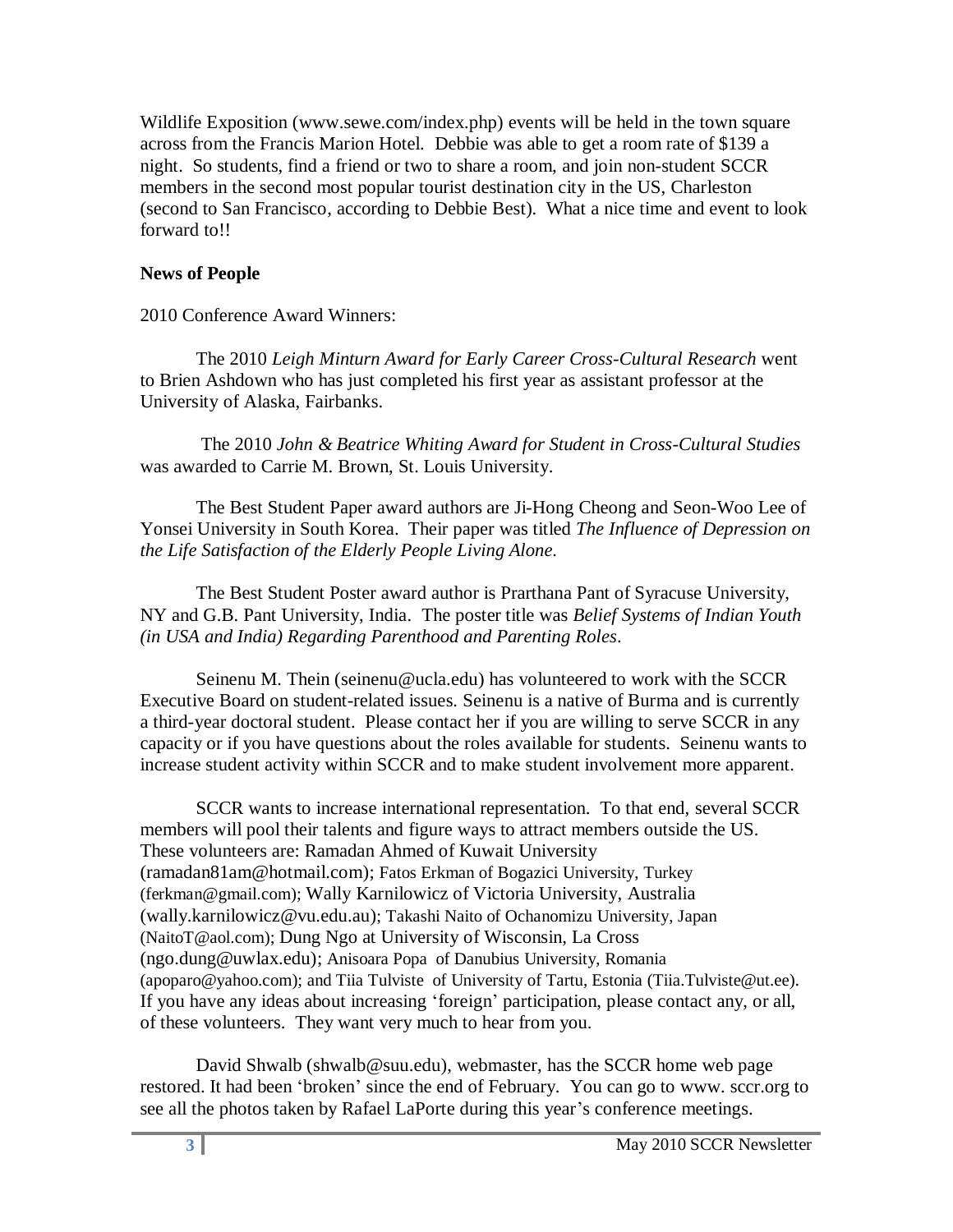Wildlife Exposition (www.sewe.com/index.php) events will be held in the town square across from the Francis Marion Hotel. Debbie was able to get a room rate of $139 a night. So students, find a friend or two to share a room, and join non-student SCCR members in the second most popular tourist destination city in the US, Charleston (second to San Francisco, according to Debbie Best). What a nice time and event to look forward to!!

**News of People**

2010 Conference Award Winners:

The 2010 *Leigh Minturn Award for Early Career Cross-Cultural Research* went to Brien Ashdown who has just completed his first year as assistant professor at the University of Alaska, Fairbanks.

The 2010 *John & Beatrice Whiting Award for Student in Cross-Cultural Studies* was awarded to Carrie M. Brown, St. Louis University.

The Best Student Paper award authors are Ji-Hong Cheong and Seon-Woo Lee of Yonsei University in South Korea. Their paper was titled *The Influence of Depression on the Life Satisfaction of the Elderly People Living Alone*.

The Best Student Poster award author is Prarthana Pant of Syracuse University, NY and G.B. Pant University, India. The poster title was *Belief Systems of Indian Youth (in USA and India) Regarding Parenthood and Parenting Roles*.

Seinenu M. Thein (seinenu@ucla.edu) has volunteered to work with the SCCR Executive Board on student-related issues. Seinenu is a native of Burma and is currently a third-year doctoral student. Please contact her if you are willing to serve SCCR in any capacity or if you have questions about the roles available for students. Seinenu wants to increase student activity within SCCR and to make student involvement more apparent.

SCCR wants to increase international representation. To that end, several SCCR members will pool their talents and figure ways to attract members outside the US. These volunteers are: Ramadan Ahmed of Kuwait University (ramadan81am@hotmail.com); Fatos Erkman of Bogazici University, Turkey (ferkman@gmail.com); Wally Karnilowicz of Victoria University, Australia (wally.karnilowicz@vu.edu.au); Takashi Naito of Ochanomizu University, Japan (NaitoT@aol.com); Dung Ngo at University of Wisconsin, La Cross (ngo.dung@uwlax.edu); Anisoara Popa of Danubius University, Romania (apoparo@yahoo.com); and Tiia Tulviste of University of Tartu, Estonia (Tiia.Tulviste@ut.ee). If you have any ideas about increasing 'foreign' participation, please contact any, or all, of these volunteers. They want very much to hear from you.

David Shwalb (shwalb@suu.edu), webmaster, has the SCCR home web page restored. It had been 'broken' since the end of February. You can go to www. sccr.org to see all the photos taken by Rafael LaPorte during this year's conference meetings.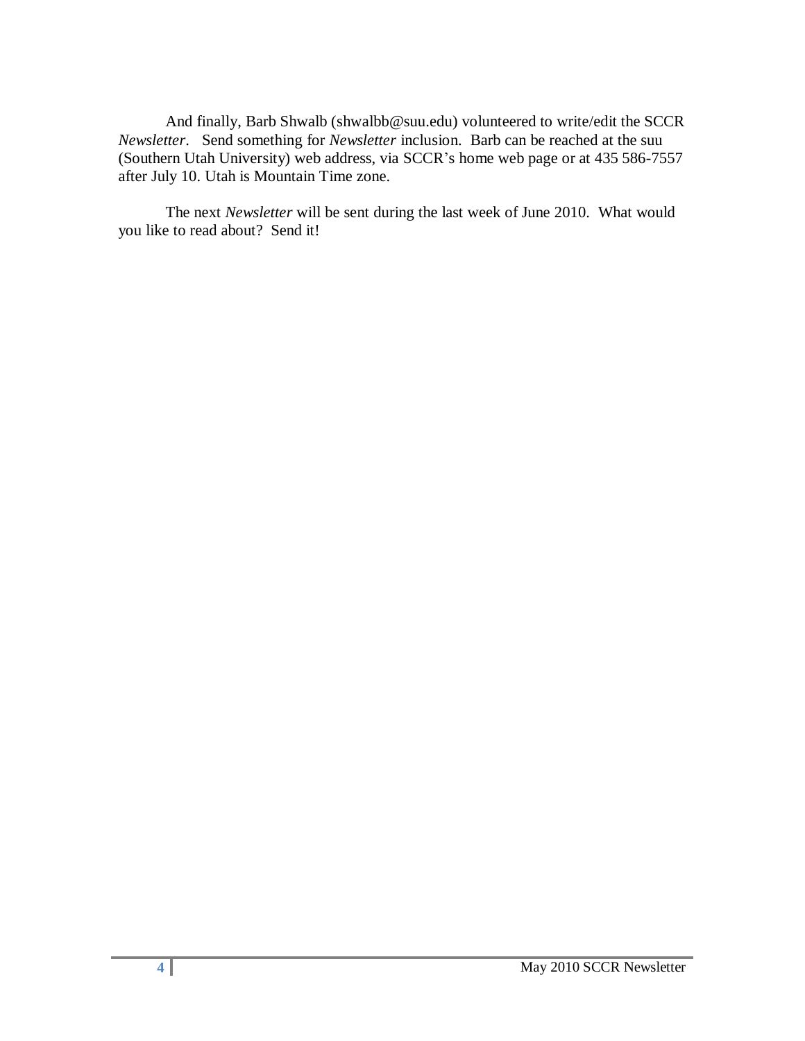And finally, Barb Shwalb (shwalbb@suu.edu) volunteered to write/edit the SCCR *Newsletter*. Send something for *Newsletter* inclusion. Barb can be reached at the suu (Southern Utah University) web address, via SCCR's home web page or at 435 586-7557 after July 10. Utah is Mountain Time zone.

The next *Newsletter* will be sent during the last week of June 2010. What would you like to read about? Send it!